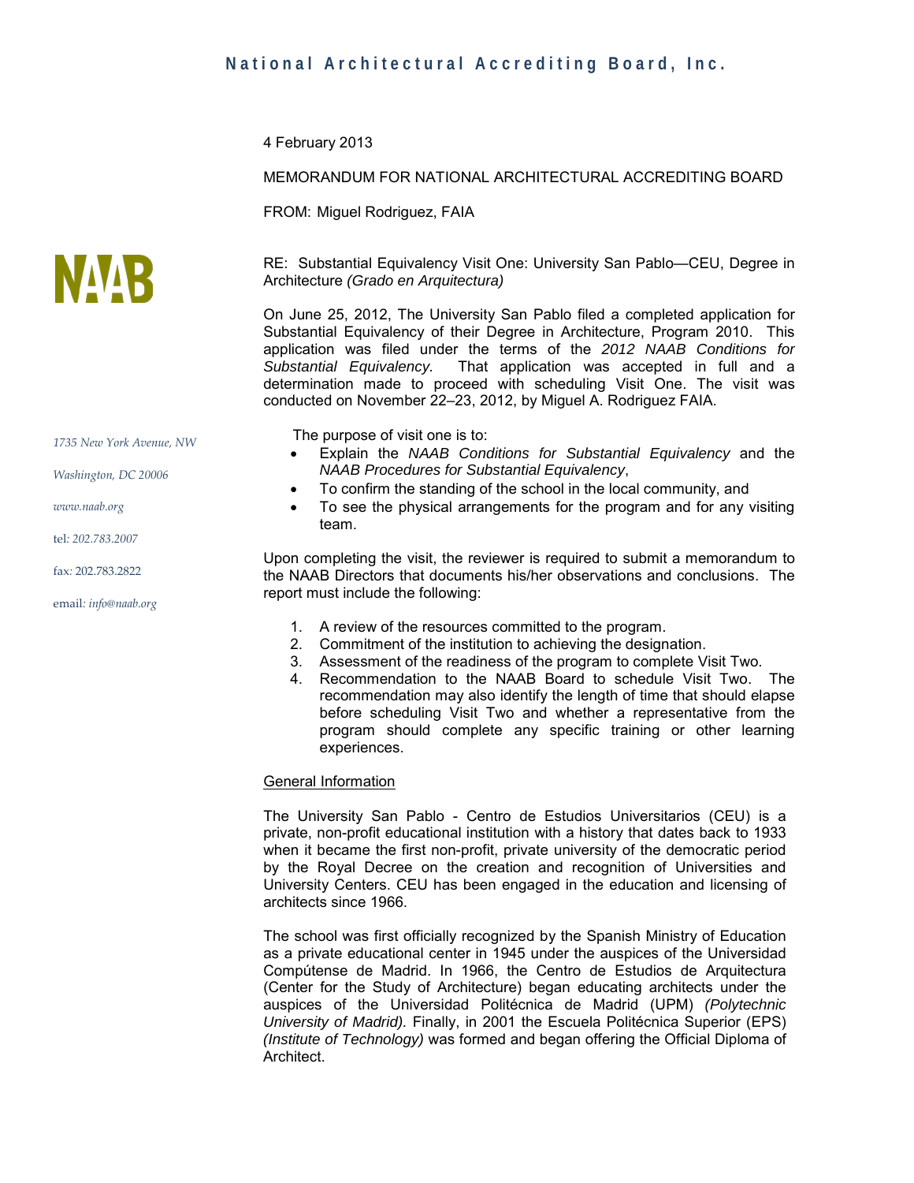# National Architectural Accrediting Board, Inc.

NAAB

*1735 New York Avenue, NW*

*Washington, DC 20006*

*www.naab.org*

tel: *202.783.2007*

fax: 202.783.2822

email: *info@naab.org*

4 February 2013

MEMORANDUM FOR NATIONAL ARCHITECTURAL ACCREDITING BOARD

FROM: Miguel Rodriguez, FAIA

RE: Substantial Equivalency Visit One: University San Pablo—CEU, Degree in Architecture *(Grado en Arquitectura)*

On June 25, 2012, The University San Pablo filed a completed application for Substantial Equivalency of their Degree in Architecture, Program 2010. This application was filed under the terms of the *2012 NAAB Conditions for Substantial Equivalency.* That application was accepted in full and a determination made to proceed with scheduling Visit One. The visit was conducted on November 22–23, 2012, by Miguel A. Rodriguez FAIA.

The purpose of visit one is to:

- Explain the *NAAB Conditions for Substantial Equivalency* and the *NAAB Procedures for Substantial Equivalency*,
- To confirm the standing of the school in the local community, and
- To see the physical arrangements for the program and for any visiting team.

Upon completing the visit, the reviewer is required to submit a memorandum to the NAAB Directors that documents his/her observations and conclusions. The report must include the following:

1. A review of the resources committed to the program.
2. Commitment of the institution to achieving the designation.
3. Assessment of the readiness of the program to complete Visit Two.
4. Recommendation to the NAAB Board to schedule Visit Two. The recommendation may also identify the length of time that should elapse before scheduling Visit Two and whether a representative from the program should complete any specific training or other learning experiences.

## General Information

The University San Pablo - Centro de Estudios Universitarios (CEU) is a private, non-profit educational institution with a history that dates back to 1933 when it became the first non-profit, private university of the democratic period by the Royal Decree on the creation and recognition of Universities and University Centers. CEU has been engaged in the education and licensing of architects since 1966.

The school was first officially recognized by the Spanish Ministry of Education as a private educational center in 1945 under the auspices of the Universidad Compútense de Madrid. In 1966, the Centro de Estudios de Arquitectura (Center for the Study of Architecture) began educating architects under the auspices of the Universidad Politécnica de Madrid (UPM) *(Polytechnic University of Madrid)*. Finally, in 2001 the Escuela Politécnica Superior (EPS) *(Institute of Technology)* was formed and began offering the Official Diploma of Architect.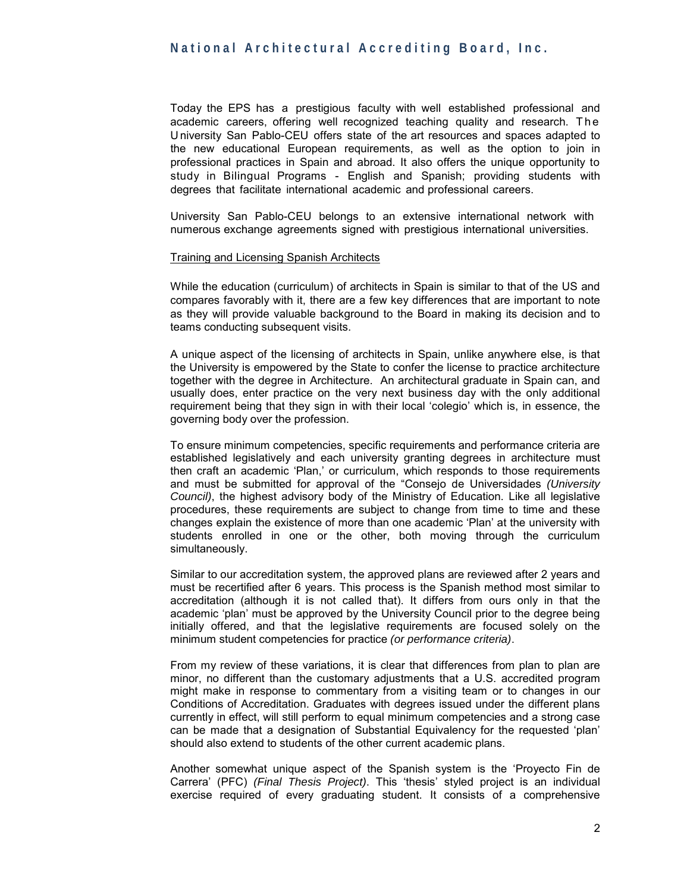Today the EPS has a prestigious faculty with well established professional and academic careers, offering well recognized teaching quality and research. The University San Pablo-CEU offers state of the art resources and spaces adapted to the new educational European requirements, as well as the option to join in professional practices in Spain and abroad. It also offers the unique opportunity to study in Bilingual Programs - English and Spanish; providing students with degrees that facilitate international academic and professional careers.

University San Pablo-CEU belongs to an extensive international network with numerous exchange agreements signed with prestigious international universities.

Training and Licensing Spanish Architects

While the education (curriculum) of architects in Spain is similar to that of the US and compares favorably with it, there are a few key differences that are important to note as they will provide valuable background to the Board in making its decision and to teams conducting subsequent visits.

A unique aspect of the licensing of architects in Spain, unlike anywhere else, is that the University is empowered by the State to confer the license to practice architecture together with the degree in Architecture. An architectural graduate in Spain can, and usually does, enter practice on the very next business day with the only additional requirement being that they sign in with their local 'colegio' which is, in essence, the governing body over the profession.

To ensure minimum competencies, specific requirements and performance criteria are established legislatively and each university granting degrees in architecture must then craft an academic 'Plan,' or curriculum, which responds to those requirements and must be submitted for approval of the "Consejo de Universidades *(University Council)*, the highest advisory body of the Ministry of Education. Like all legislative procedures, these requirements are subject to change from time to time and these changes explain the existence of more than one academic 'Plan' at the university with students enrolled in one or the other, both moving through the curriculum simultaneously.

Similar to our accreditation system, the approved plans are reviewed after 2 years and must be recertified after 6 years. This process is the Spanish method most similar to accreditation (although it is not called that). It differs from ours only in that the academic 'plan' must be approved by the University Council prior to the degree being initially offered, and that the legislative requirements are focused solely on the minimum student competencies for practice *(or performance criteria)*.

From my review of these variations, it is clear that differences from plan to plan are minor, no different than the customary adjustments that a U.S. accredited program might make in response to commentary from a visiting team or to changes in our Conditions of Accreditation. Graduates with degrees issued under the different plans currently in effect, will still perform to equal minimum competencies and a strong case can be made that a designation of Substantial Equivalency for the requested 'plan' should also extend to students of the other current academic plans.

Another somewhat unique aspect of the Spanish system is the 'Proyecto Fin de Carrera' (PFC) *(Final Thesis Project)*. This 'thesis' styled project is an individual exercise required of every graduating student. It consists of a comprehensive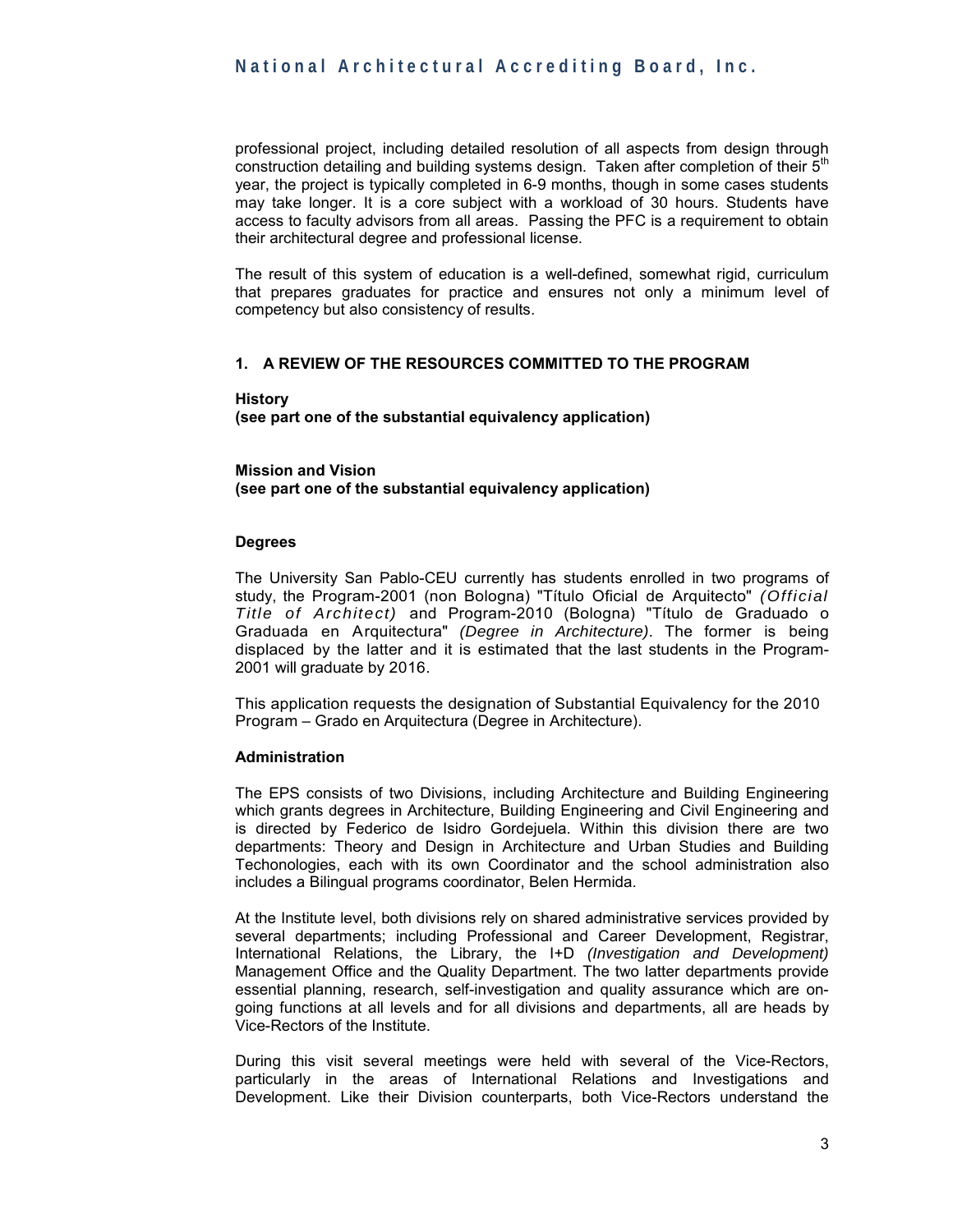professional project, including detailed resolution of all aspects from design through construction detailing and building systems design. Taken after completion of their 5th year, the project is typically completed in 6-9 months, though in some cases students may take longer. It is a core subject with a workload of 30 hours. Students have access to faculty advisors from all areas. Passing the PFC is a requirement to obtain their architectural degree and professional license.

The result of this system of education is a well-defined, somewhat rigid, curriculum that prepares graduates for practice and ensures not only a minimum level of competency but also consistency of results.

## 1. A REVIEW OF THE RESOURCES COMMITTED TO THE PROGRAM

**History**
**(see part one of the substantial equivalency application)**

**Mission and Vision**
**(see part one of the substantial equivalency application)**

**Degrees**

The University San Pablo-CEU currently has students enrolled in two programs of study, the Program-2001 (non Bologna) "Título Oficial de Arquitecto" *(Official Title of Architect)* and Program-2010 (Bologna) "Título de Graduado o Graduada en Arquitectura" *(Degree in Architecture)*. The former is being displaced by the latter and it is estimated that the last students in the Program-2001 will graduate by 2016.

This application requests the designation of Substantial Equivalency for the 2010 Program – Grado en Arquitectura (Degree in Architecture).

**Administration**

The EPS consists of two Divisions, including Architecture and Building Engineering which grants degrees in Architecture, Building Engineering and Civil Engineering and is directed by Federico de Isidro Gordejuela. Within this division there are two departments: Theory and Design in Architecture and Urban Studies and Building Techonologies, each with its own Coordinator and the school administration also includes a Bilingual programs coordinator, Belen Hermida.

At the Institute level, both divisions rely on shared administrative services provided by several departments; including Professional and Career Development, Registrar, International Relations, the Library, the I+D *(Investigation and Development)* Management Office and the Quality Department. The two latter departments provide essential planning, research, self-investigation and quality assurance which are on-going functions at all levels and for all divisions and departments, all are heads by Vice-Rectors of the Institute.

During this visit several meetings were held with several of the Vice-Rectors, particularly in the areas of International Relations and Investigations and Development. Like their Division counterparts, both Vice-Rectors understand the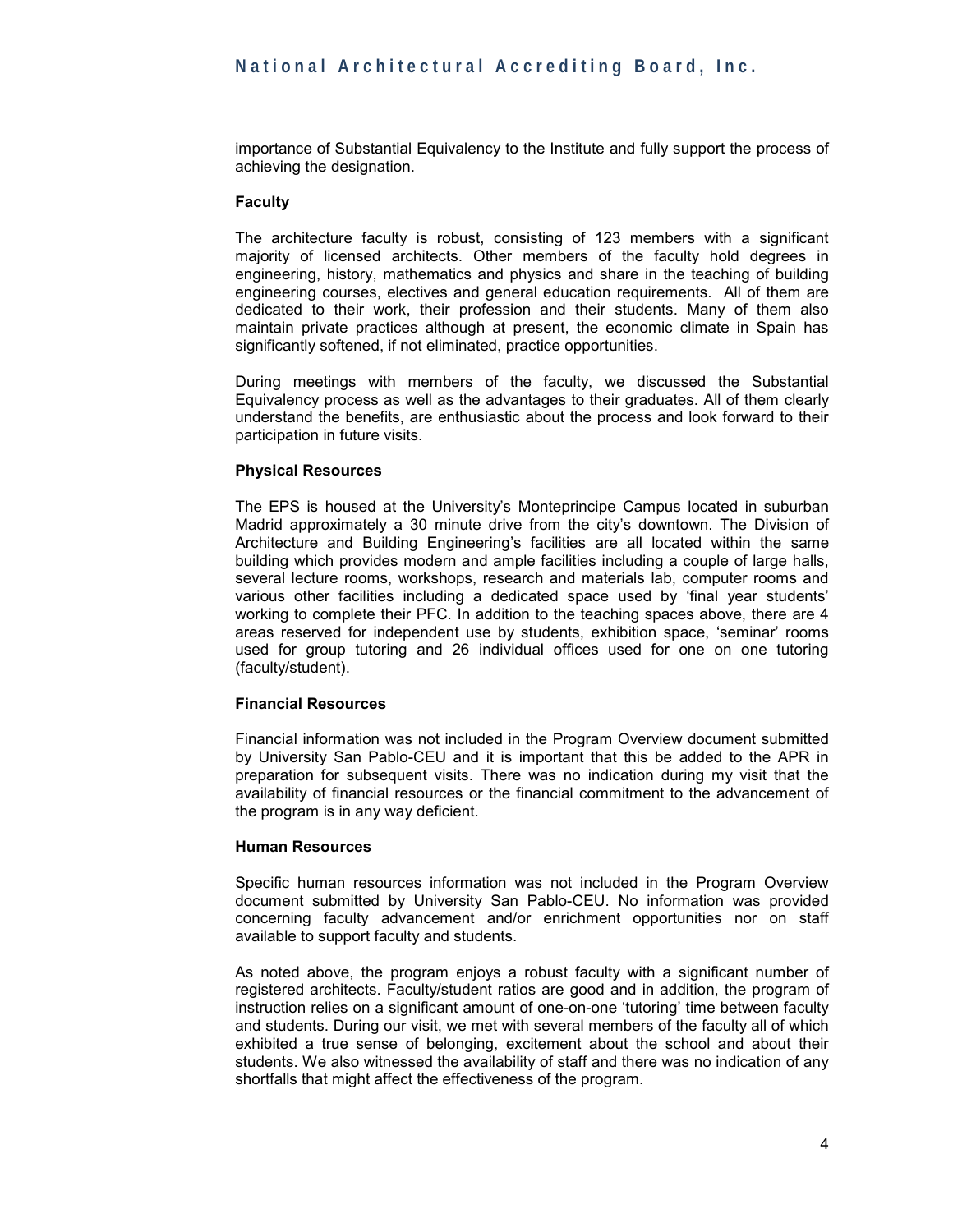importance of Substantial Equivalency to the Institute and fully support the process of achieving the designation.

**Faculty**

The architecture faculty is robust, consisting of 123 members with a significant majority of licensed architects. Other members of the faculty hold degrees in engineering, history, mathematics and physics and share in the teaching of building engineering courses, electives and general education requirements. All of them are dedicated to their work, their profession and their students. Many of them also maintain private practices although at present, the economic climate in Spain has significantly softened, if not eliminated, practice opportunities.

During meetings with members of the faculty, we discussed the Substantial Equivalency process as well as the advantages to their graduates. All of them clearly understand the benefits, are enthusiastic about the process and look forward to their participation in future visits.

**Physical Resources**

The EPS is housed at the University's Monteprincipe Campus located in suburban Madrid approximately a 30 minute drive from the city's downtown. The Division of Architecture and Building Engineering's facilities are all located within the same building which provides modern and ample facilities including a couple of large halls, several lecture rooms, workshops, research and materials lab, computer rooms and various other facilities including a dedicated space used by 'final year students' working to complete their PFC. In addition to the teaching spaces above, there are 4 areas reserved for independent use by students, exhibition space, 'seminar' rooms used for group tutoring and 26 individual offices used for one on one tutoring (faculty/student).

**Financial Resources**

Financial information was not included in the Program Overview document submitted by University San Pablo-CEU and it is important that this be added to the APR in preparation for subsequent visits. There was no indication during my visit that the availability of financial resources or the financial commitment to the advancement of the program is in any way deficient.

**Human Resources**

Specific human resources information was not included in the Program Overview document submitted by University San Pablo-CEU. No information was provided concerning faculty advancement and/or enrichment opportunities nor on staff available to support faculty and students.

As noted above, the program enjoys a robust faculty with a significant number of registered architects. Faculty/student ratios are good and in addition, the program of instruction relies on a significant amount of one-on-one 'tutoring' time between faculty and students. During our visit, we met with several members of the faculty all of which exhibited a true sense of belonging, excitement about the school and about their students. We also witnessed the availability of staff and there was no indication of any shortfalls that might affect the effectiveness of the program.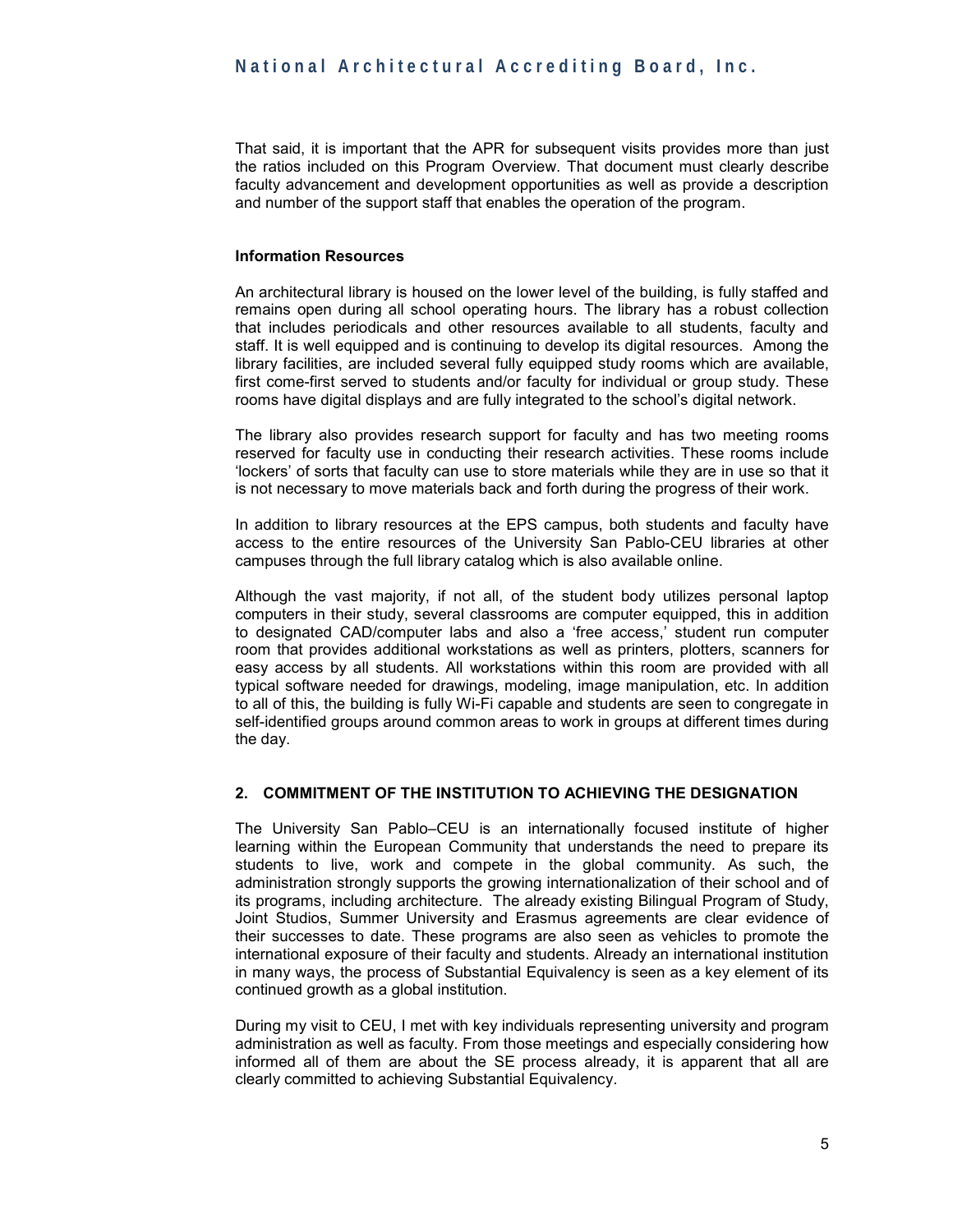That said, it is important that the APR for subsequent visits provides more than just the ratios included on this Program Overview. That document must clearly describe faculty advancement and development opportunities as well as provide a description and number of the support staff that enables the operation of the program.

**Information Resources**

An architectural library is housed on the lower level of the building, is fully staffed and remains open during all school operating hours. The library has a robust collection that includes periodicals and other resources available to all students, faculty and staff. It is well equipped and is continuing to develop its digital resources. Among the library facilities, are included several fully equipped study rooms which are available, first come-first served to students and/or faculty for individual or group study. These rooms have digital displays and are fully integrated to the school's digital network.

The library also provides research support for faculty and has two meeting rooms reserved for faculty use in conducting their research activities. These rooms include 'lockers' of sorts that faculty can use to store materials while they are in use so that it is not necessary to move materials back and forth during the progress of their work.

In addition to library resources at the EPS campus, both students and faculty have access to the entire resources of the University San Pablo-CEU libraries at other campuses through the full library catalog which is also available online.

Although the vast majority, if not all, of the student body utilizes personal laptop computers in their study, several classrooms are computer equipped, this in addition to designated CAD/computer labs and also a 'free access,' student run computer room that provides additional workstations as well as printers, plotters, scanners for easy access by all students. All workstations within this room are provided with all typical software needed for drawings, modeling, image manipulation, etc. In addition to all of this, the building is fully Wi-Fi capable and students are seen to congregate in self-identified groups around common areas to work in groups at different times during the day.

## 2. COMMITMENT OF THE INSTITUTION TO ACHIEVING THE DESIGNATION

The University San Pablo–CEU is an internationally focused institute of higher learning within the European Community that understands the need to prepare its students to live, work and compete in the global community. As such, the administration strongly supports the growing internationalization of their school and of its programs, including architecture. The already existing Bilingual Program of Study, Joint Studios, Summer University and Erasmus agreements are clear evidence of their successes to date. These programs are also seen as vehicles to promote the international exposure of their faculty and students. Already an international institution in many ways, the process of Substantial Equivalency is seen as a key element of its continued growth as a global institution.

During my visit to CEU, I met with key individuals representing university and program administration as well as faculty. From those meetings and especially considering how informed all of them are about the SE process already, it is apparent that all are clearly committed to achieving Substantial Equivalency.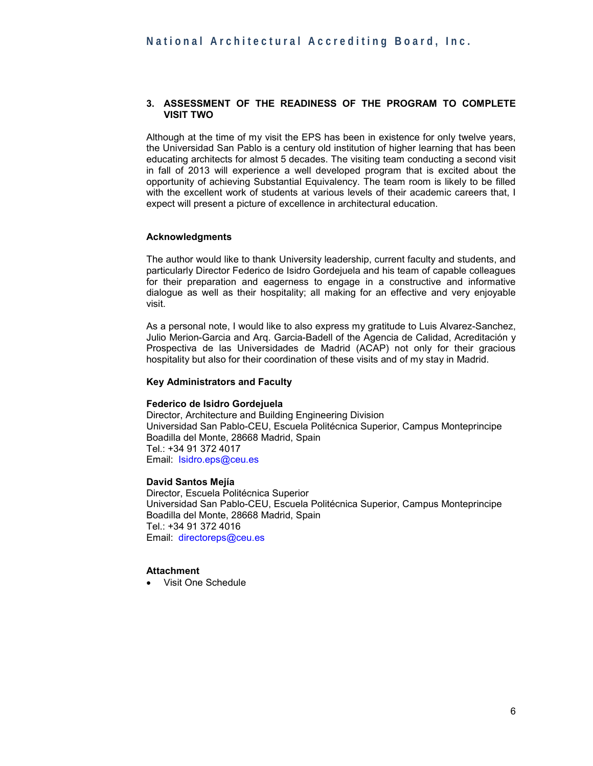## 3. ASSESSMENT OF THE READINESS OF THE PROGRAM TO COMPLETE VISIT TWO

Although at the time of my visit the EPS has been in existence for only twelve years, the Universidad San Pablo is a century old institution of higher learning that has been educating architects for almost 5 decades. The visiting team conducting a second visit in fall of 2013 will experience a well developed program that is excited about the opportunity of achieving Substantial Equivalency. The team room is likely to be filled with the excellent work of students at various levels of their academic careers that, I expect will present a picture of excellence in architectural education.

### Acknowledgments

The author would like to thank University leadership, current faculty and students, and particularly Director Federico de Isidro Gordejuela and his team of capable colleagues for their preparation and eagerness to engage in a constructive and informative dialogue as well as their hospitality; all making for an effective and very enjoyable visit.

As a personal note, I would like to also express my gratitude to Luis Alvarez-Sanchez, Julio Merion-Garcia and Arq. Garcia-Badell of the Agencia de Calidad, Acreditación y Prospectiva de las Universidades de Madrid (ACAP) not only for their gracious hospitality but also for their coordination of these visits and of my stay in Madrid.

### Key Administrators and Faculty

**Federico de Isidro Gordejuela**
Director, Architecture and Building Engineering Division
Universidad San Pablo-CEU, Escuela Politécnica Superior, Campus Monteprincipe
Boadilla del Monte, 28668 Madrid, Spain
Tel.: +34 91 372 4017
Email: Isidro.eps@ceu.es

**David Santos Mejía**
Director, Escuela Politécnica Superior
Universidad San Pablo-CEU, Escuela Politécnica Superior, Campus Monteprincipe
Boadilla del Monte, 28668 Madrid, Spain
Tel.: +34 91 372 4016
Email: directoreps@ceu.es

### Attachment

- Visit One Schedule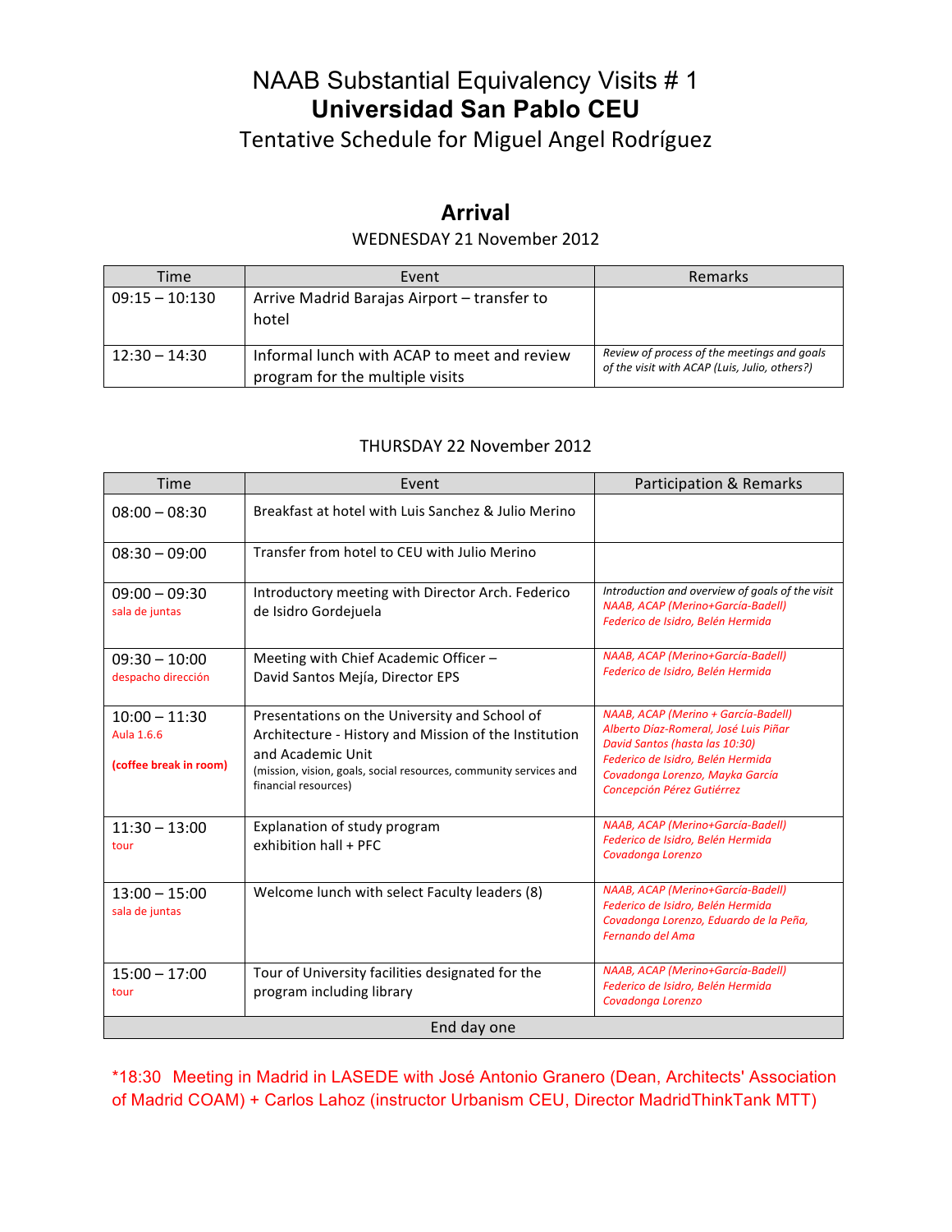# NAAB Substantial Equivalency Visits # 1
# **Universidad San Pablo CEU**
## Tentative Schedule for Miguel Angel Rodríguez

## **Arrival**

WEDNESDAY 21 November 2012

| Time | Event | Remarks |
|---|---|---|
| 09:15 – 10:130 | Arrive Madrid Barajas Airport – transfer to hotel | |
| 12:30 – 14:30 | Informal lunch with ACAP to meet and review program for the multiple visits | *Review of process of the meetings and goals of the visit with ACAP (Luis, Julio, others?)* |

THURSDAY 22 November 2012

| Time | Event | Participation & Remarks |
|---|---|---|
| 08:00 – 08:30 | Breakfast at hotel with Luis Sanchez & Julio Merino | |
| 08:30 – 09:00 | Transfer from hotel to CEU with Julio Merino | |
| 09:00 – 09:30<br>sala de juntas | Introductory meeting with Director Arch. Federico de Isidro Gordejuela | *Introduction and overview of goals of the visit*<br>*NAAB, ACAP (Merino+García-Badell)*<br>*Federico de Isidro, Belén Hermida* |
| 09:30 – 10:00<br>despacho dirección | Meeting with Chief Academic Officer – David Santos Mejía, Director EPS | *NAAB, ACAP (Merino+García-Badell)*<br>*Federico de Isidro, Belén Hermida* |
| 10:00 – 11:30<br>Aula 1.6.6<br><br>**(coffee break in room)** | Presentations on the University and School of Architecture - History and Mission of the Institution and Academic Unit<br>(mission, vision, goals, social resources, community services and financial resources) | *NAAB, ACAP (Merino + García-Badell)*<br>*Alberto Díaz-Romeral, José Luis Piñar*<br>*David Santos (hasta las 10:30)*<br>*Federico de Isidro, Belén Hermida*<br>*Covadonga Lorenzo, Mayka García*<br>*Concepción Pérez Gutiérrez* |
| 11:30 – 13:00<br>tour | Explanation of study program<br>exhibition hall + PFC | *NAAB, ACAP (Merino+García-Badell)*<br>*Federico de Isidro, Belén Hermida*<br>*Covadonga Lorenzo* |
| 13:00 – 15:00<br>sala de juntas | Welcome lunch with select Faculty leaders (8) | *NAAB, ACAP (Merino+García-Badell)*<br>*Federico de Isidro, Belén Hermida*<br>*Covadonga Lorenzo, Eduardo de la Peña,*<br>*Fernando del Ama* |
| 15:00 – 17:00<br>tour | Tour of University facilities designated for the program including library | *NAAB, ACAP (Merino+García-Badell)*<br>*Federico de Isidro, Belén Hermida*<br>*Covadonga Lorenzo* |
| | End day one | |

*18:30 Meeting in Madrid in LASEDE with José Antonio Granero (Dean, Architects' Association of Madrid COAM) + Carlos Lahoz (instructor Urbanism CEU, Director MadridThinkTank MTT)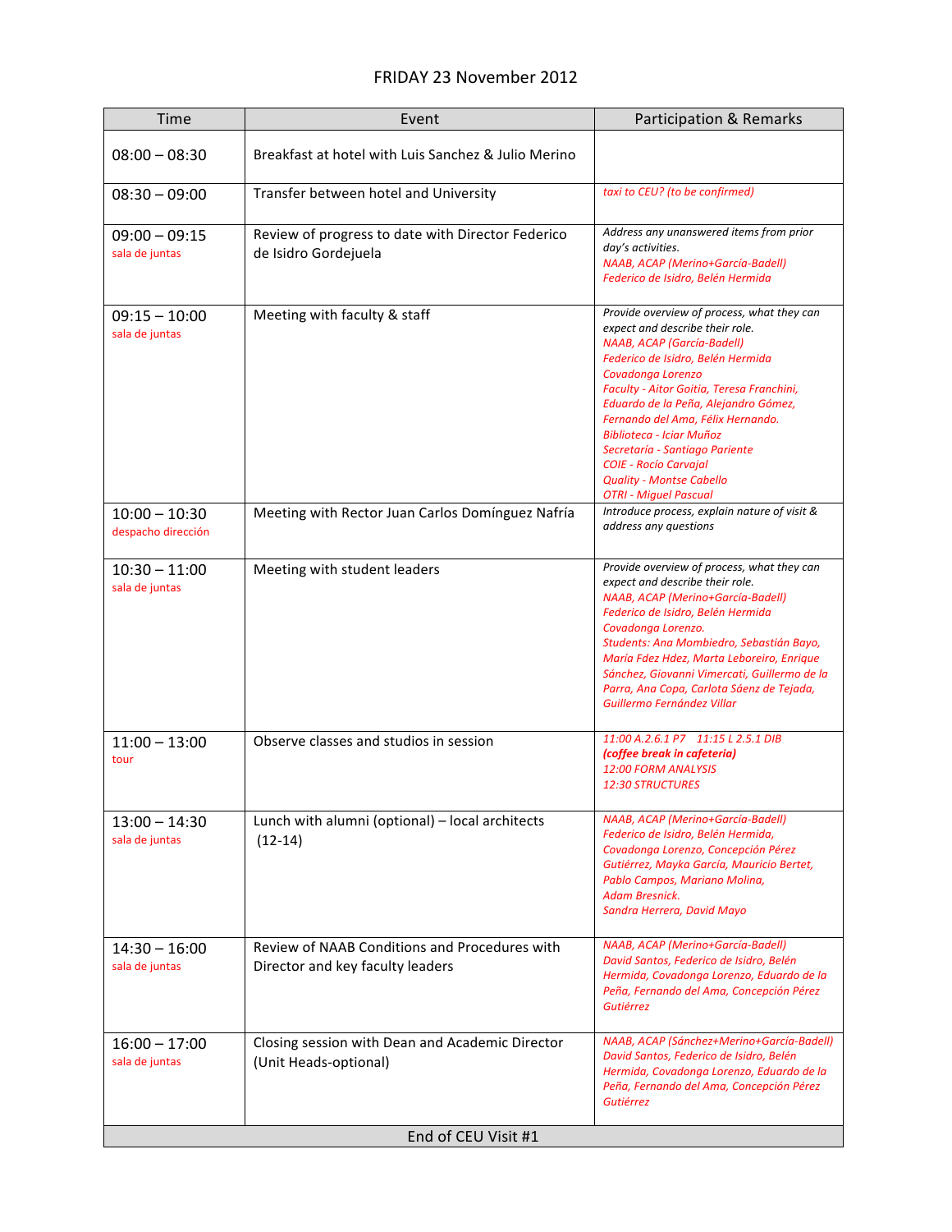# FRIDAY 23 November 2012

| Time | Event | Participation & Remarks |
|---|---|---|
| 08:00 – 08:30 | Breakfast at hotel with Luis Sanchez & Julio Merino | |
| 08:30 – 09:00 | Transfer between hotel and University | *taxi to CEU? (to be confirmed)* |
| 09:00 – 09:15<br>sala de juntas | Review of progress to date with Director Federico de Isidro Gordejuela | *Address any unanswered items from prior day's activities.*<br>*NAAB, ACAP (Merino+García-Badell)*<br>*Federico de Isidro, Belén Hermida* |
| 09:15 – 10:00<br>sala de juntas | Meeting with faculty & staff | *Provide overview of process, what they can expect and describe their role.*<br>*NAAB, ACAP (García-Badell)*<br>*Federico de Isidro, Belén Hermida*<br>*Covadonga Lorenzo*<br>*Faculty - Aitor Goitia, Teresa Franchini, Eduardo de la Peña, Alejandro Gómez, Fernando del Ama, Félix Hernando.*<br>*Biblioteca - Iciar Muñoz*<br>*Secretaría - Santiago Pariente*<br>*COIE - Rocío Carvajal*<br>*Quality - Montse Cabello*<br>*OTRI - Miguel Pascual* |
| 10:00 – 10:30<br>despacho dirección | Meeting with Rector Juan Carlos Domínguez Nafría | *Introduce process, explain nature of visit & address any questions* |
| 10:30 – 11:00<br>sala de juntas | Meeting with student leaders | *Provide overview of process, what they can expect and describe their role.*<br>*NAAB, ACAP (Merino+García-Badell)*<br>*Federico de Isidro, Belén Hermida*<br>*Covadonga Lorenzo.*<br>*Students: Ana Mombiedro, Sebastián Bayo, María Fdez Hdez, Marta Leboreiro, Enrique Sánchez, Giovanni Vimercati, Guillermo de la Parra, Ana Copa, Carlota Sáenz de Tejada, Guillermo Fernández Villar* |
| 11:00 – 13:00<br>tour | Observe classes and studios in session | *11:00 A.2.6.1 P7 11:15 L 2.5.1 DIB*<br>***(coffee break in cafeteria)***<br>*12:00 FORM ANALYSIS*<br>*12:30 STRUCTURES* |
| 13:00 – 14:30<br>sala de juntas | Lunch with alumni (optional) – local architects (12-14) | *NAAB, ACAP (Merino+García-Badell)*<br>*Federico de Isidro, Belén Hermida,*<br>*Covadonga Lorenzo, Concepción Pérez Gutiérrez, Mayka García, Mauricio Bertet, Pablo Campos, Mariano Molina,*<br>*Adam Bresnick.*<br>*Sandra Herrera, David Mayo* |
| 14:30 – 16:00<br>sala de juntas | Review of NAAB Conditions and Procedures with Director and key faculty leaders | *NAAB, ACAP (Merino+García-Badell)*<br>*David Santos, Federico de Isidro, Belén Hermida, Covadonga Lorenzo, Eduardo de la Peña, Fernando del Ama, Concepción Pérez Gutiérrez* |
| 16:00 – 17:00<br>sala de juntas | Closing session with Dean and Academic Director (Unit Heads-optional) | *NAAB, ACAP (Sánchez+Merino+García-Badell)*<br>*David Santos, Federico de Isidro, Belén Hermida, Covadonga Lorenzo, Eduardo de la Peña, Fernando del Ama, Concepción Pérez Gutiérrez* |
| End of CEU Visit #1 | | |